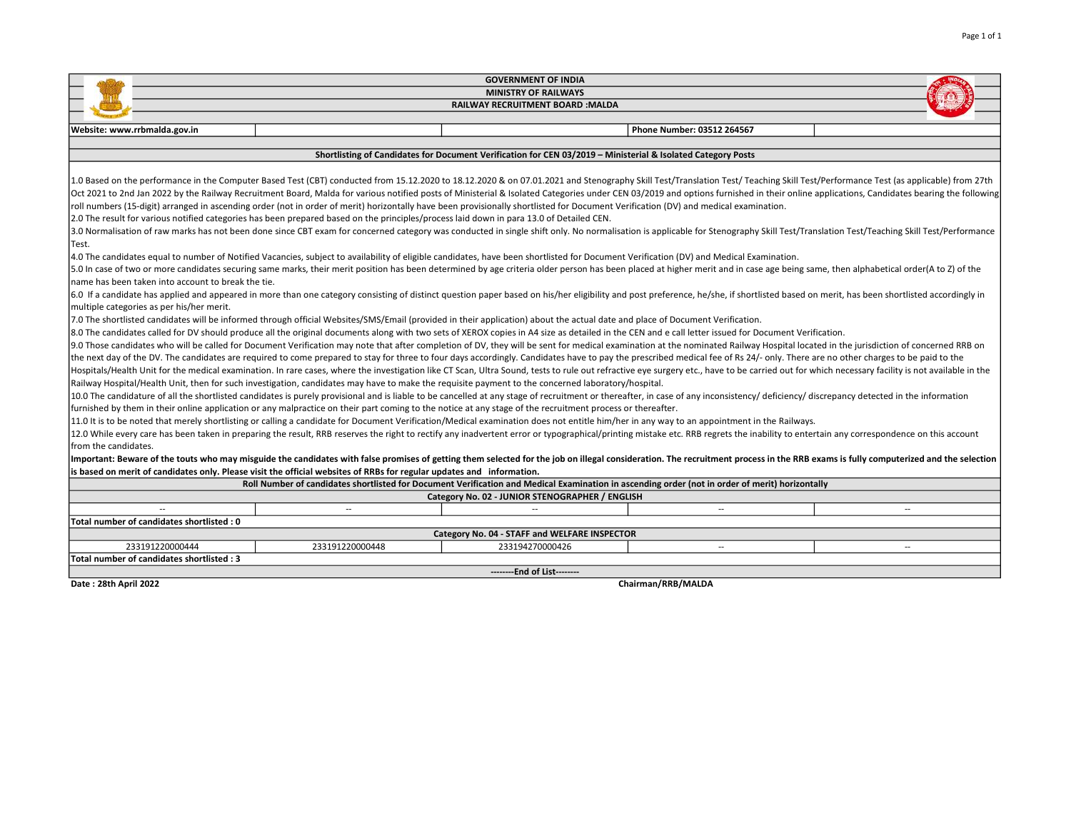# GOVERNMENT OF INDIA
## MINISTRY OF RAILWAYS
## RAILWAY RECRUITMENT BOARD :MALDA

**Website: www.rrbmalda.gov.in** | **Phone Number: 03512 264567**

### Shortlisting of Candidates for Document Verification for CEN 03/2019 – Ministerial & Isolated Category Posts

1.0 Based on the performance in the Computer Based Test (CBT) conducted from 15.12.2020 to 18.12.2020 & on 07.01.2021 and Stenography Skill Test/Translation Test/ Teaching Skill Test/Performance Test (as applicable) from 27th Oct 2021 to 2nd Jan 2022 by the Railway Recruitment Board, Malda for various notified posts of Ministerial & Isolated Categories under CEN 03/2019 and options furnished in their online applications, Candidates bearing the following roll numbers (15-digit) arranged in ascending order (not in order of merit) horizontally have been provisionally shortlisted for Document Verification (DV) and medical examination.

2.0 The result for various notified categories has been prepared based on the principles/process laid down in para 13.0 of Detailed CEN.

3.0 Normalisation of raw marks has not been done since CBT exam for concerned category was conducted in single shift only. No normalisation is applicable for Stenography Skill Test/Translation Test/Teaching Skill Test/Performance Test.

4.0 The candidates equal to number of Notified Vacancies, subject to availability of eligible candidates, have been shortlisted for Document Verification (DV) and Medical Examination.

5.0 In case of two or more candidates securing same marks, their merit position has been determined by age criteria older person has been placed at higher merit and in case age being same, then alphabetical order(A to Z) of the name has been taken into account to break the tie.

6.0 If a candidate has applied and appeared in more than one category consisting of distinct question paper based on his/her eligibility and post preference, he/she, if shortlisted based on merit, has been shortlisted accordingly in multiple categories as per his/her merit.

7.0 The shortlisted candidates will be informed through official Websites/SMS/Email (provided in their application) about the actual date and place of Document Verification.

8.0 The candidates called for DV should produce all the original documents along with two sets of XEROX copies in A4 size as detailed in the CEN and e call letter issued for Document Verification.

9.0 Those candidates who will be called for Document Verification may note that after completion of DV, they will be sent for medical examination at the nominated Railway Hospital located in the jurisdiction of concerned RRB on the next day of the DV. The candidates are required to come prepared to stay for three to four days accordingly. Candidates have to pay the prescribed medical fee of Rs 24/- only. There are no other charges to be paid to the Hospitals/Health Unit for the medical examination. In rare cases, where the investigation like CT Scan, Ultra Sound, tests to rule out refractive eye surgery etc., have to be carried out for which necessary facility is not available in the Railway Hospital/Health Unit, then for such investigation, candidates may have to make the requisite payment to the concerned laboratory/hospital.

10.0 The candidature of all the shortlisted candidates is purely provisional and is liable to be cancelled at any stage of recruitment or thereafter, in case of any inconsistency/ deficiency/ discrepancy detected in the information furnished by them in their online application or any malpractice on their part coming to the notice at any stage of the recruitment process or thereafter.

11.0 It is to be noted that merely shortlisting or calling a candidate for Document Verification/Medical examination does not entitle him/her in any way to an appointment in the Railways.

12.0 While every care has been taken in preparing the result, RRB reserves the right to rectify any inadvertent error or typographical/printing mistake etc. RRB regrets the inability to entertain any correspondence on this account from the candidates.

**Important: Beware of the touts who may misguide the candidates with false promises of getting them selected for the job on illegal consideration. The recruitment process in the RRB exams is fully computerized and the selection is based on merit of candidates only. Please visit the official websites of RRBs for regular updates and information.**

**Roll Number of candidates shortlisted for Document Verification and Medical Examination in ascending order (not in order of merit) horizontally**

**Category No. 02 - JUNIOR STENOGRAPHER / ENGLISH**

| | | | | |
|---|---|---|---|---|
| -- | -- | -- | -- | -- |

**Total number of candidates shortlisted : 0**

**Category No. 04 - STAFF and WELFARE INSPECTOR**

| | | | | |
|---|---|---|---|---|
| 233191220000444 | 233191220000448 | 233194270000426 | -- | -- |

**Total number of candidates shortlisted : 3**

--------End of List--------

**Date : 28th April 2022** | **Chairman/RRB/MALDA**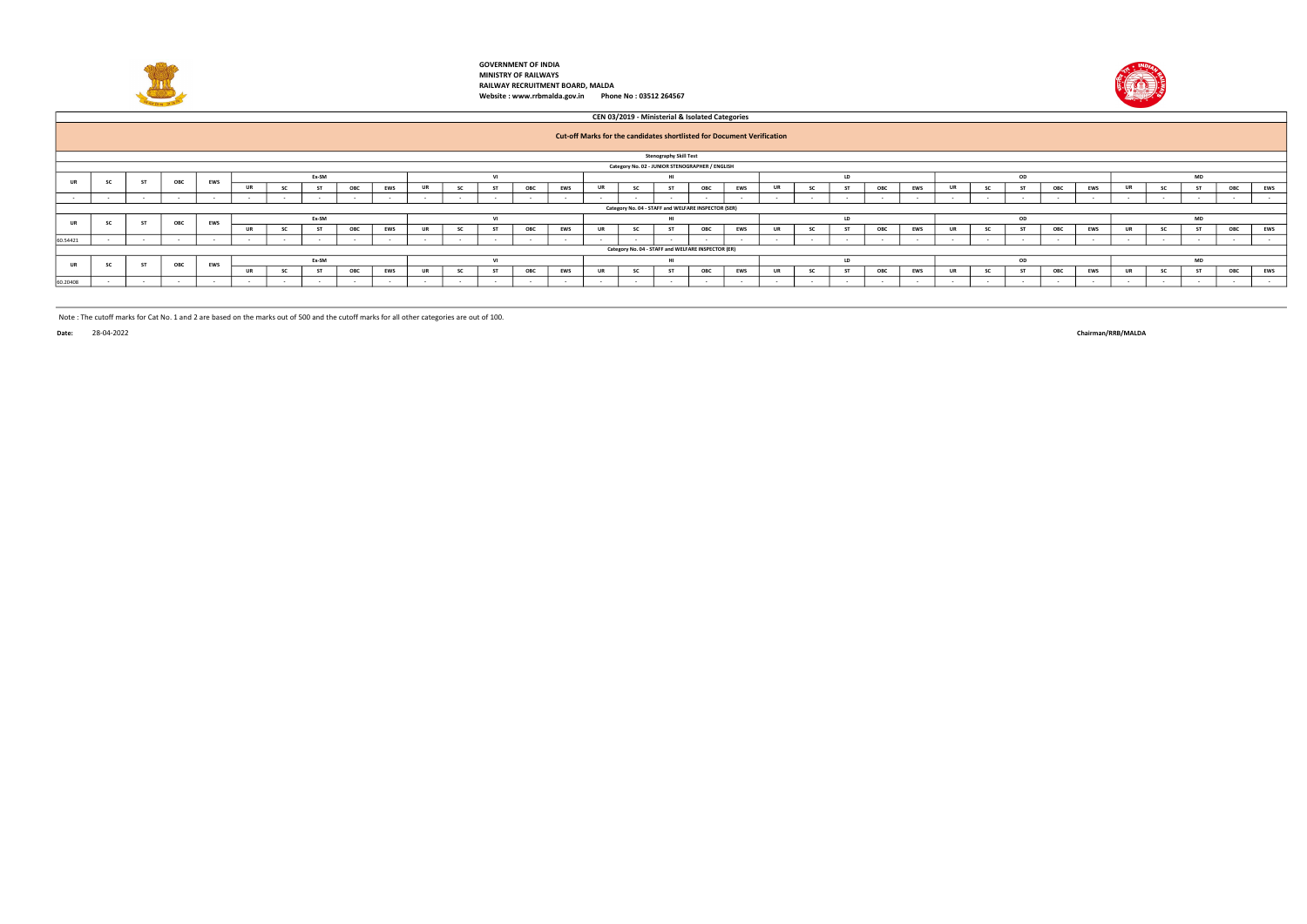GOVERNMENT OF INDIA
MINISTRY OF RAILWAYS
RAILWAY RECRUITMENT BOARD, MALDA
Website : www.rrbmalda.gov.in Phone No : 03512 264567

## CEN 03/2019 - Ministerial & Isolated Categories

### Cut-off Marks for the candidates shortlisted for Document Verification

**Stenography Skill Test**

**Category No. 02 - JUNIOR STENOGRAPHER / ENGLISH**

| UR | SC | ST | OBC | EWS | Ex-SM | | | | | VI | | | | | HI | | | | | LD | | | | | OD | | | | | MD | | | | |
|---|---|---|---|---|---|---|---|---|---|---|---|---|---|---|---|---|---|---|---|---|---|---|---|---|---|---|---|---|---|---|---|---|---|---|
| | | | | | UR | SC | ST | OBC | EWS | UR | SC | ST | OBC | EWS | UR | SC | ST | OBC | EWS | UR | SC | ST | OBC | EWS | UR | SC | ST | OBC | EWS | UR | SC | ST | OBC | EWS |
| - | - | - | - | - | - | - | - | - | - | - | - | - | - | - | - | - | - | - | - | - | - | - | - | - | - | - | - | - | - | - | - | - | - | - |

**Category No. 04 - STAFF and WELFARE INSPECTOR (SER)**

| UR | SC | ST | OBC | EWS | Ex-SM | | | | | VI | | | | | HI | | | | | LD | | | | | OD | | | | | MD | | | | |
|---|---|---|---|---|---|---|---|---|---|---|---|---|---|---|---|---|---|---|---|---|---|---|---|---|---|---|---|---|---|---|---|---|---|---|
| | | | | | UR | SC | ST | OBC | EWS | UR | SC | ST | OBC | EWS | UR | SC | ST | OBC | EWS | UR | SC | ST | OBC | EWS | UR | SC | ST | OBC | EWS | UR | SC | ST | OBC | EWS |
| 60.54421 | - | - | - | - | - | - | - | - | - | - | - | - | - | - | - | - | - | - | - | - | - | - | - | - | - | - | - | - | - | - | - | - | - | - |

**Category No. 04 - STAFF and WELFARE INSPECTOR (ER)**

| UR | SC | ST | OBC | EWS | Ex-SM | | | | | VI | | | | | HI | | | | | LD | | | | | OD | | | | | MD | | | | |
|---|---|---|---|---|---|---|---|---|---|---|---|---|---|---|---|---|---|---|---|---|---|---|---|---|---|---|---|---|---|---|---|---|---|---|
| | | | | | UR | SC | ST | OBC | EWS | UR | SC | ST | OBC | EWS | UR | SC | ST | OBC | EWS | UR | SC | ST | OBC | EWS | UR | SC | ST | OBC | EWS | UR | SC | ST | OBC | EWS |
| 60.20408 | - | - | - | - | - | - | - | - | - | - | - | - | - | - | - | - | - | - | - | - | - | - | - | - | - | - | - | - | - | - | - | - | - | - |

Note : The cutoff marks for Cat No. 1 and 2 are based on the marks out of 500 and the cutoff marks for all other categories are out of 100.

**Date:** 28-04-2022

**Chairman/RRB/MALDA**